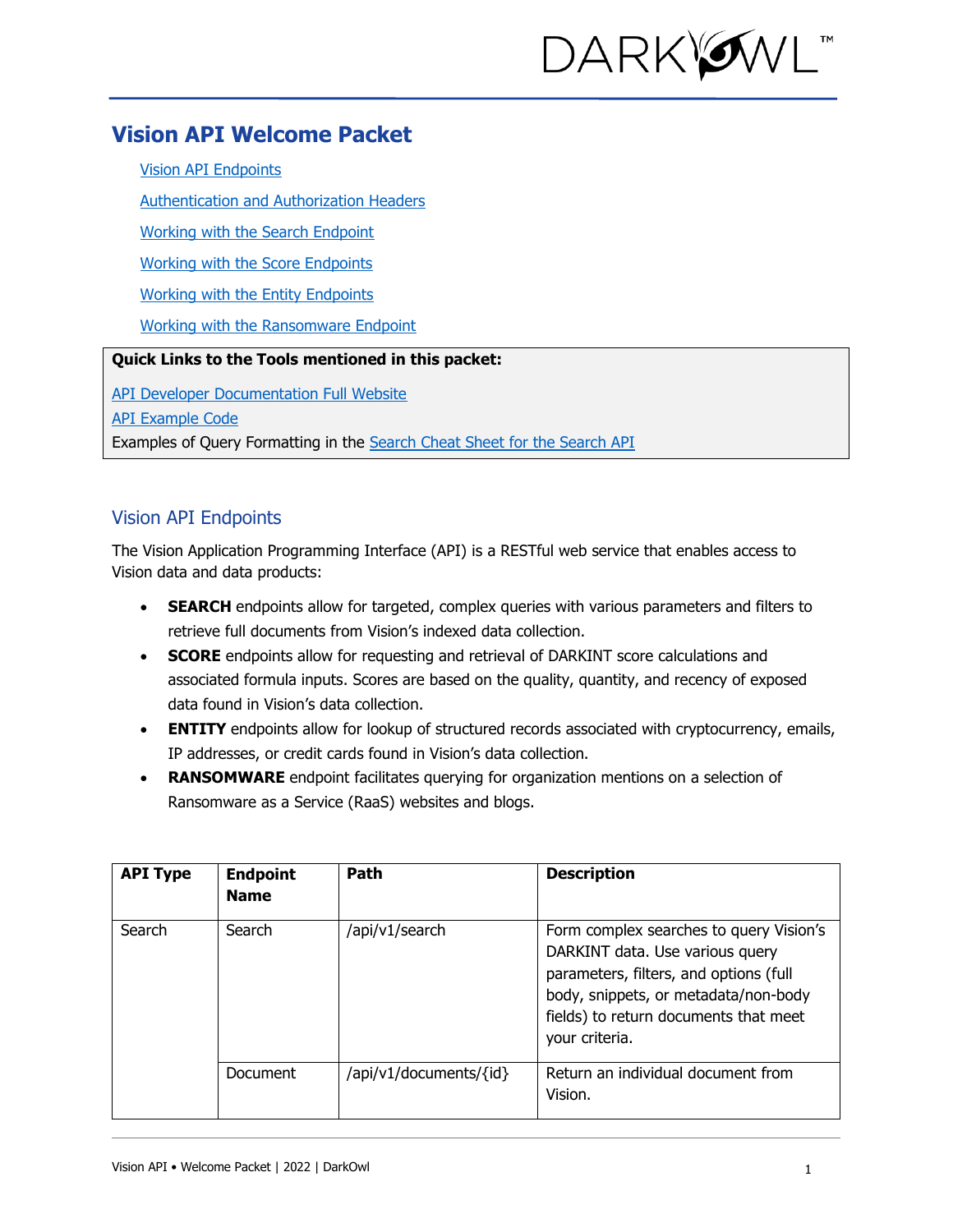# Vision API Welcome Packet

- Vision API Endpoints
- Authentication and Authorization Headers
- Working with the Search Endpoint
- Working with the Score Endpoints
- Working with the Entity Endpoints
- Working with the Ransomware Endpoint

**Quick Links to the Tools mentioned in this packet:**

API Developer Documentation Full Website
API Example Code
Examples of Query Formatting in the Search Cheat Sheet for the Search API

## Vision API Endpoints

The Vision Application Programming Interface (API) is a RESTful web service that enables access to Vision data and data products:

- **SEARCH** endpoints allow for targeted, complex queries with various parameters and filters to retrieve full documents from Vision's indexed data collection.
- **SCORE** endpoints allow for requesting and retrieval of DARKINT score calculations and associated formula inputs. Scores are based on the quality, quantity, and recency of exposed data found in Vision's data collection.
- **ENTITY** endpoints allow for lookup of structured records associated with cryptocurrency, emails, IP addresses, or credit cards found in Vision's data collection.
- **RANSOMWARE** endpoint facilitates querying for organization mentions on a selection of Ransomware as a Service (RaaS) websites and blogs.

| API Type | Endpoint Name | Path | Description |
| --- | --- | --- | --- |
| Search | Search | /api/v1/search | Form complex searches to query Vision's DARKINT data. Use various query parameters, filters, and options (full body, snippets, or metadata/non-body fields) to return documents that meet your criteria. |
| | Document | /api/v1/documents/{id} | Return an individual document from Vision. |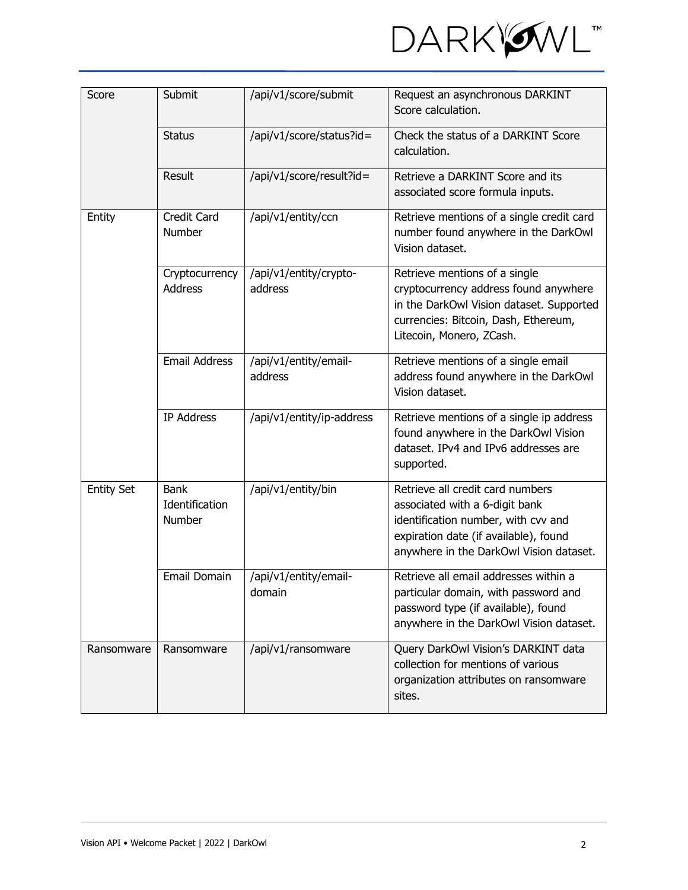| Score | Submit | /api/v1/score/submit | Request an asynchronous DARKINT Score calculation. |
|---|---|---|---|
| | Status | /api/v1/score/status?id= | Check the status of a DARKINT Score calculation. |
| | Result | /api/v1/score/result?id= | Retrieve a DARKINT Score and its associated score formula inputs. |
| Entity | Credit Card Number | /api/v1/entity/ccn | Retrieve mentions of a single credit card number found anywhere in the DarkOwl Vision dataset. |
| | Cryptocurrency Address | /api/v1/entity/crypto-address | Retrieve mentions of a single cryptocurrency address found anywhere in the DarkOwl Vision dataset. Supported currencies: Bitcoin, Dash, Ethereum, Litecoin, Monero, ZCash. |
| | Email Address | /api/v1/entity/email-address | Retrieve mentions of a single email address found anywhere in the DarkOwl Vision dataset. |
| | IP Address | /api/v1/entity/ip-address | Retrieve mentions of a single ip address found anywhere in the DarkOwl Vision dataset. IPv4 and IPv6 addresses are supported. |
| Entity Set | Bank Identification Number | /api/v1/entity/bin | Retrieve all credit card numbers associated with a 6-digit bank identification number, with cvv and expiration date (if available), found anywhere in the DarkOwl Vision dataset. |
| | Email Domain | /api/v1/entity/email-domain | Retrieve all email addresses within a particular domain, with password and password type (if available), found anywhere in the DarkOwl Vision dataset. |
| Ransomware | Ransomware | /api/v1/ransomware | Query DarkOwl Vision's DARKINT data collection for mentions of various organization attributes on ransomware sites. |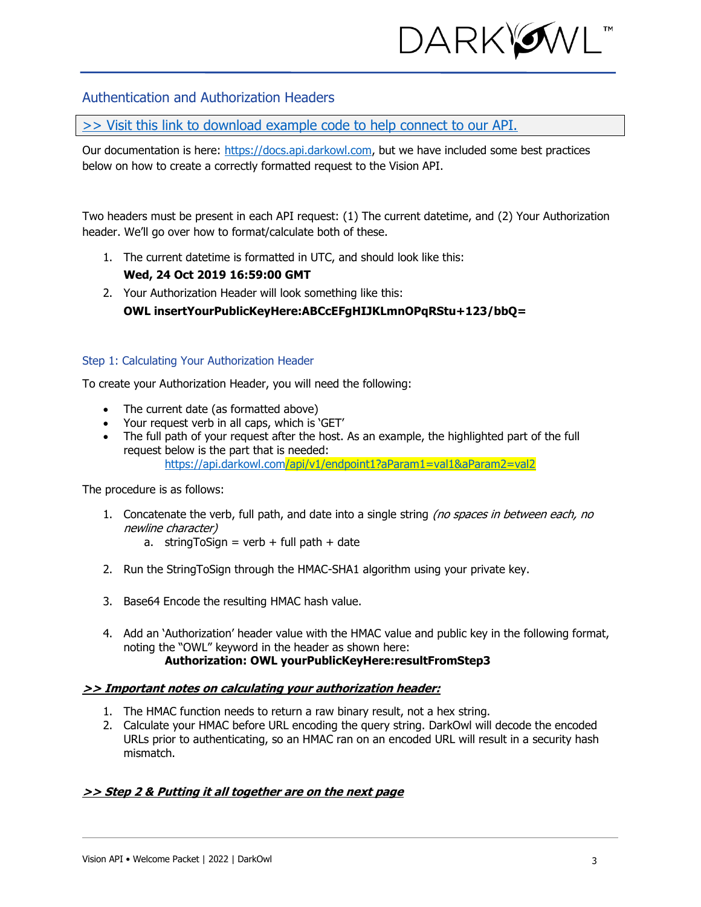## Authentication and Authorization Headers

>> Visit this link to download example code to help connect to our API.

Our documentation is here: https://docs.api.darkowl.com, but we have included some best practices below on how to create a correctly formatted request to the Vision API.

Two headers must be present in each API request: (1) The current datetime, and (2) Your Authorization header. We'll go over how to format/calculate both of these.

1. The current datetime is formatted in UTC, and should look like this:
   **Wed, 24 Oct 2019 16:59:00 GMT**
2. Your Authorization Header will look something like this:
   **OWL insertYourPublicKeyHere:ABCcEFgHIJKLmnOPqRStu+123/bbQ=**

### Step 1: Calculating Your Authorization Header

To create your Authorization Header, you will need the following:

- The current date (as formatted above)
- Your request verb in all caps, which is 'GET'
- The full path of your request after the host. As an example, the highlighted part of the full request below is the part that is needed:
  https://api.darkowl.com/api/v1/endpoint1?aParam1=val1&aParam2=val2

The procedure is as follows:

1. Concatenate the verb, full path, and date into a single string *(no spaces in between each, no newline character)*
   a. stringToSign = verb + full path + date
2. Run the StringToSign through the HMAC-SHA1 algorithm using your private key.
3. Base64 Encode the resulting HMAC hash value.
4. Add an 'Authorization' header value with the HMAC value and public key in the following format, noting the "OWL" keyword in the header as shown here:
   **Authorization: OWL yourPublicKeyHere:resultFromStep3**

***>> Important notes on calculating your authorization header:***

1. The HMAC function needs to return a raw binary result, not a hex string.
2. Calculate your HMAC before URL encoding the query string. DarkOwl will decode the encoded URLs prior to authenticating, so an HMAC ran on an encoded URL will result in a security hash mismatch.

***>> Step 2 & Putting it all together are on the next page***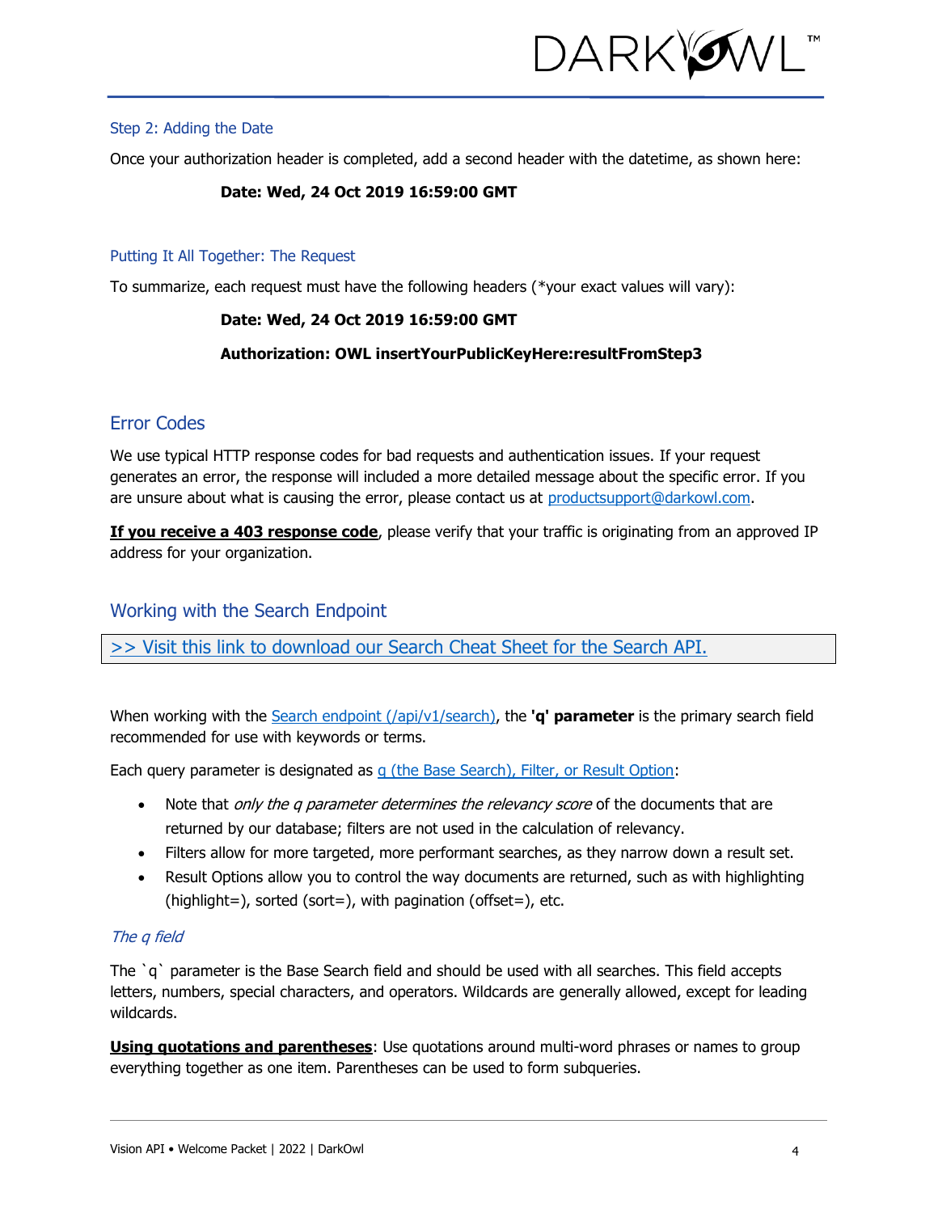### Step 2: Adding the Date

Once your authorization header is completed, add a second header with the datetime, as shown here:

**Date: Wed, 24 Oct 2019 16:59:00 GMT**

### Putting It All Together: The Request

To summarize, each request must have the following headers (*your exact values will vary):

**Date: Wed, 24 Oct 2019 16:59:00 GMT**

**Authorization: OWL insertYourPublicKeyHere:resultFromStep3**

## Error Codes

We use typical HTTP response codes for bad requests and authentication issues. If your request generates an error, the response will included a more detailed message about the specific error. If you are unsure about what is causing the error, please contact us at productsupport@darkowl.com.

**If you receive a 403 response code**, please verify that your traffic is originating from an approved IP address for your organization.

## Working with the Search Endpoint

>> Visit this link to download our Search Cheat Sheet for the Search API.

When working with the Search endpoint (/api/v1/search), the **'q' parameter** is the primary search field recommended for use with keywords or terms.

Each query parameter is designated as q (the Base Search), Filter, or Result Option:

- Note that *only the q parameter determines the relevancy score* of the documents that are returned by our database; filters are not used in the calculation of relevancy.
- Filters allow for more targeted, more performant searches, as they narrow down a result set.
- Result Options allow you to control the way documents are returned, such as with highlighting (highlight=), sorted (sort=), with pagination (offset=), etc.

### *The q field*

The `q` parameter is the Base Search field and should be used with all searches. This field accepts letters, numbers, special characters, and operators. Wildcards are generally allowed, except for leading wildcards.

**Using quotations and parentheses**: Use quotations around multi-word phrases or names to group everything together as one item. Parentheses can be used to form subqueries.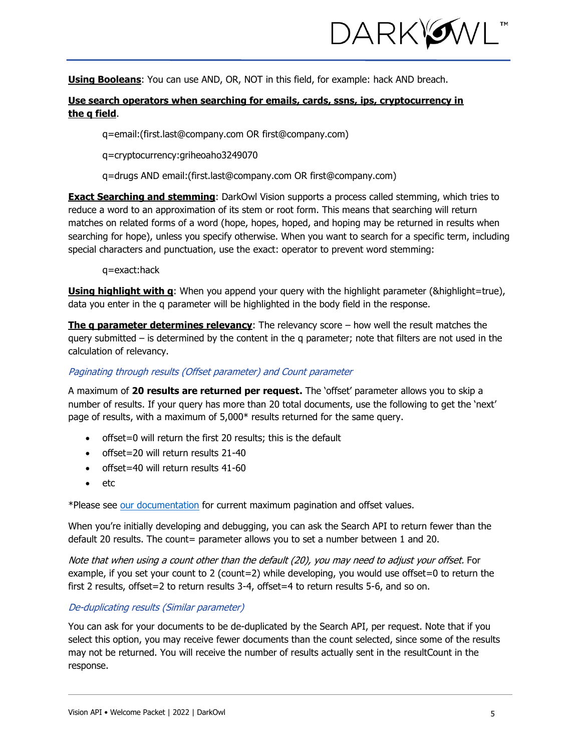**Using Booleans**: You can use AND, OR, NOT in this field, for example: hack AND breach.

**Use search operators when searching for emails, cards, ssns, ips, cryptocurrency in the q field**.

q=email:(first.last@company.com OR first@company.com)

q=cryptocurrency:griheoaho3249070

q=drugs AND email:(first.last@company.com OR first@company.com)

**Exact Searching and stemming**: DarkOwl Vision supports a process called stemming, which tries to reduce a word to an approximation of its stem or root form. This means that searching will return matches on related forms of a word (hope, hopes, hoped, and hoping may be returned in results when searching for hope), unless you specify otherwise. When you want to search for a specific term, including special characters and punctuation, use the exact: operator to prevent word stemming:

q=exact:hack

**Using highlight with q**: When you append your query with the highlight parameter (&highlight=true), data you enter in the q parameter will be highlighted in the body field in the response.

**The q parameter determines relevancy**: The relevancy score – how well the result matches the query submitted – is determined by the content in the q parameter; note that filters are not used in the calculation of relevancy.

*Paginating through results (Offset parameter) and Count parameter*

A maximum of **20 results are returned per request.** The 'offset' parameter allows you to skip a number of results. If your query has more than 20 total documents, use the following to get the 'next' page of results, with a maximum of 5,000* results returned for the same query.

- offset=0 will return the first 20 results; this is the default
- offset=20 will return results 21-40
- offset=40 will return results 41-60
- etc

*Please see our documentation for current maximum pagination and offset values.

When you're initially developing and debugging, you can ask the Search API to return fewer than the default 20 results. The count= parameter allows you to set a number between 1 and 20.

*Note that when using a count other than the default (20), you may need to adjust your offset.* For example, if you set your count to 2 (count=2) while developing, you would use offset=0 to return the first 2 results, offset=2 to return results 3-4, offset=4 to return results 5-6, and so on.

*De-duplicating results (Similar parameter)*

You can ask for your documents to be de-duplicated by the Search API, per request. Note that if you select this option, you may receive fewer documents than the count selected, since some of the results may not be returned. You will receive the number of results actually sent in the resultCount in the response.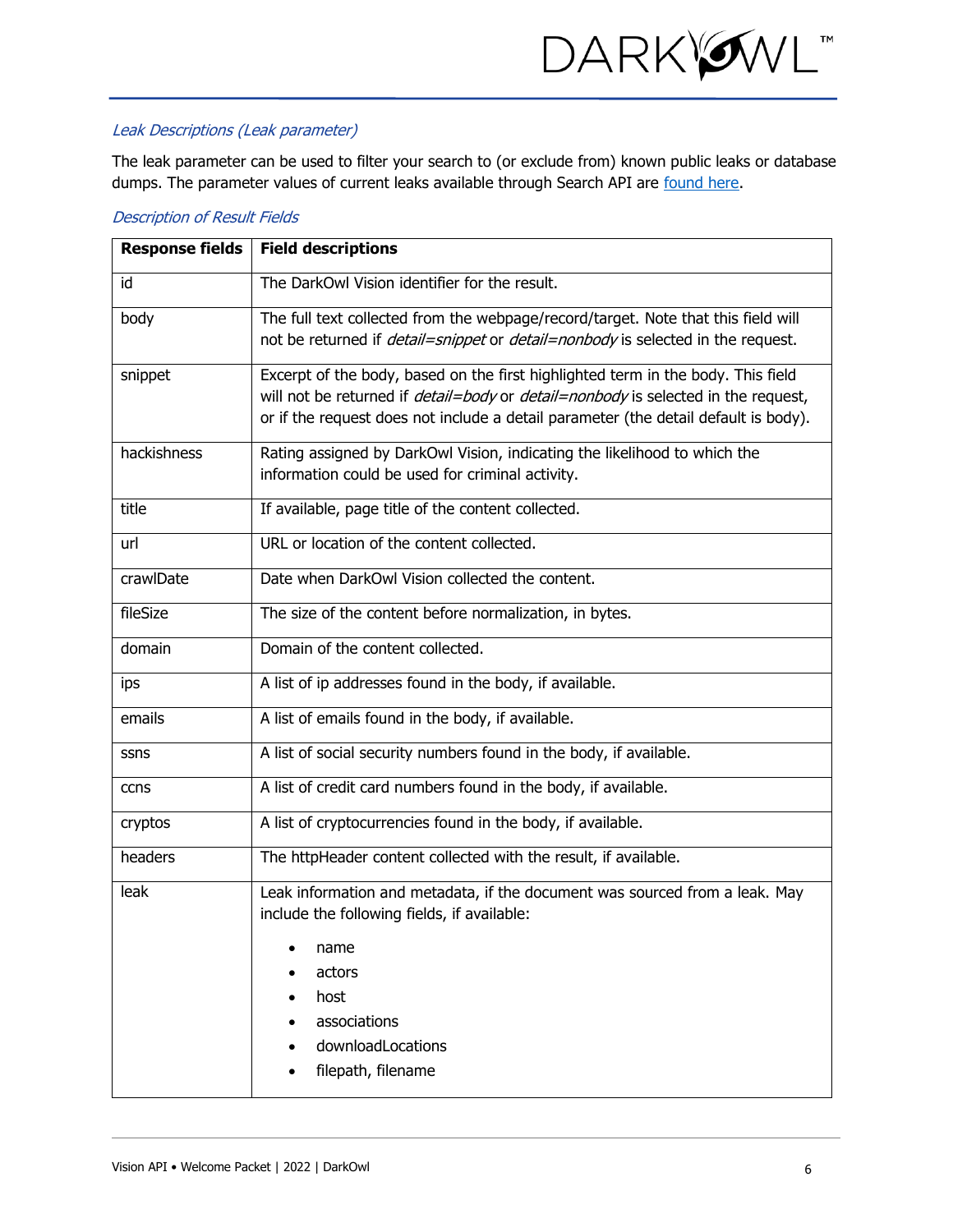### *Leak Descriptions (Leak parameter)*

The leak parameter can be used to filter your search to (or exclude from) known public leaks or database dumps. The parameter values of current leaks available through Search API are found here.

### *Description of Result Fields*

| Response fields | Field descriptions |
| --- | --- |
| id | The DarkOwl Vision identifier for the result. |
| body | The full text collected from the webpage/record/target. Note that this field will not be returned if *detail=snippet* or *detail=nonbody* is selected in the request. |
| snippet | Excerpt of the body, based on the first highlighted term in the body. This field will not be returned if *detail=body* or *detail=nonbody* is selected in the request, or if the request does not include a detail parameter (the detail default is body). |
| hackishness | Rating assigned by DarkOwl Vision, indicating the likelihood to which the information could be used for criminal activity. |
| title | If available, page title of the content collected. |
| url | URL or location of the content collected. |
| crawlDate | Date when DarkOwl Vision collected the content. |
| fileSize | The size of the content before normalization, in bytes. |
| domain | Domain of the content collected. |
| ips | A list of ip addresses found in the body, if available. |
| emails | A list of emails found in the body, if available. |
| ssns | A list of social security numbers found in the body, if available. |
| ccns | A list of credit card numbers found in the body, if available. |
| cryptos | A list of cryptocurrencies found in the body, if available. |
| headers | The httpHeader content collected with the result, if available. |
| leak | Leak information and metadata, if the document was sourced from a leak. May include the following fields, if available:<br>• name<br>• actors<br>• host<br>• associations<br>• downloadLocations<br>• filepath, filename |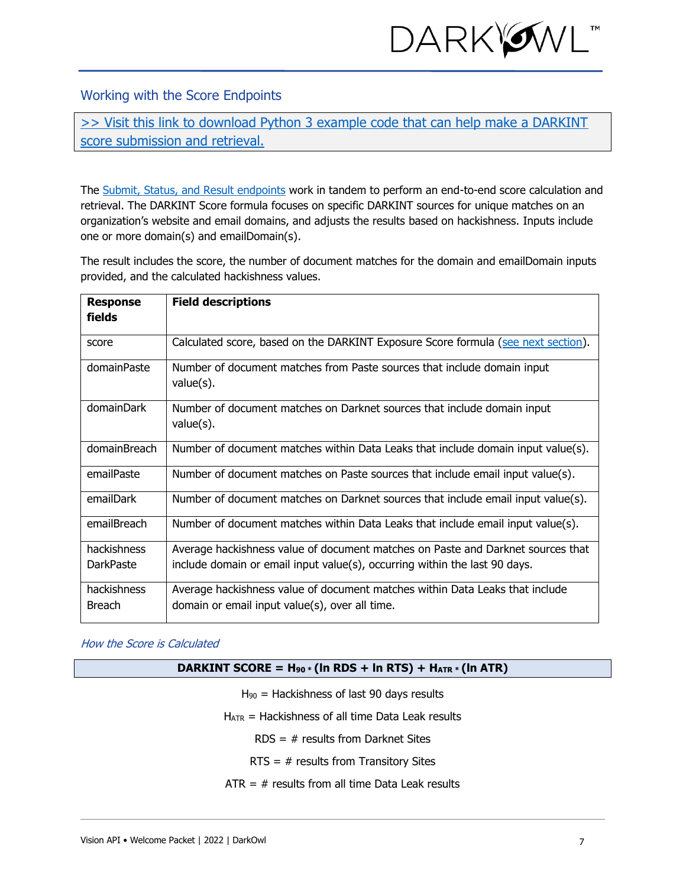## Working with the Score Endpoints

[>> Visit this link to download Python 3 example code that can help make a DARKINT score submission and retrieval.]

The Submit, Status, and Result endpoints work in tandem to perform an end-to-end score calculation and retrieval. The DARKINT Score formula focuses on specific DARKINT sources for unique matches on an organization's website and email domains, and adjusts the results based on hackishness. Inputs include one or more domain(s) and emailDomain(s).

The result includes the score, the number of document matches for the domain and emailDomain inputs provided, and the calculated hackishness values.

| Response fields | Field descriptions |
|---|---|
| score | Calculated score, based on the DARKINT Exposure Score formula (see next section). |
| domainPaste | Number of document matches from Paste sources that include domain input value(s). |
| domainDark | Number of document matches on Darknet sources that include domain input value(s). |
| domainBreach | Number of document matches within Data Leaks that include domain input value(s). |
| emailPaste | Number of document matches on Paste sources that include email input value(s). |
| emailDark | Number of document matches on Darknet sources that include email input value(s). |
| emailBreach | Number of document matches within Data Leaks that include email input value(s). |
| hackishness DarkPaste | Average hackishness value of document matches on Paste and Darknet sources that include domain or email input value(s), occurring within the last 90 days. |
| hackishness Breach | Average hackishness value of document matches within Data Leaks that include domain or email input value(s), over all time. |

### *How the Score is Calculated*

$$\textbf{DARKINT SCORE} = H_{90} * (\ln RDS + \ln RTS) + H_{ATR} * (\ln ATR)$$

$H_{90}$ = Hackishness of last 90 days results

$H_{ATR}$ = Hackishness of all time Data Leak results

RDS = # results from Darknet Sites

RTS = # results from Transitory Sites

ATR = # results from all time Data Leak results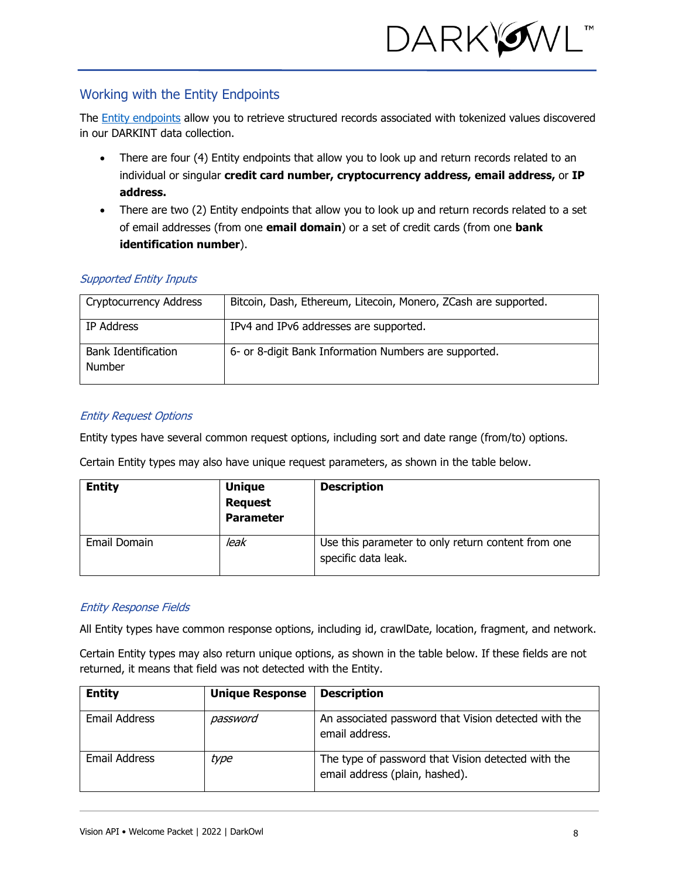## Working with the Entity Endpoints

The Entity endpoints allow you to retrieve structured records associated with tokenized values discovered in our DARKINT data collection.

- There are four (4) Entity endpoints that allow you to look up and return records related to an individual or singular **credit card number, cryptocurrency address, email address,** or **IP address.**
- There are two (2) Entity endpoints that allow you to look up and return records related to a set of email addresses (from one **email domain**) or a set of credit cards (from one **bank identification number**).

### *Supported Entity Inputs*

| | |
|---|---|
| Cryptocurrency Address | Bitcoin, Dash, Ethereum, Litecoin, Monero, ZCash are supported. |
| IP Address | IPv4 and IPv6 addresses are supported. |
| Bank Identification Number | 6- or 8-digit Bank Information Numbers are supported. |

### *Entity Request Options*

Entity types have several common request options, including sort and date range (from/to) options.

Certain Entity types may also have unique request parameters, as shown in the table below.

| **Entity** | **Unique Request Parameter** | **Description** |
|---|---|---|
| Email Domain | *leak* | Use this parameter to only return content from one specific data leak. |

### *Entity Response Fields*

All Entity types have common response options, including id, crawlDate, location, fragment, and network.

Certain Entity types may also return unique options, as shown in the table below. If these fields are not returned, it means that field was not detected with the Entity.

| **Entity** | **Unique Response** | **Description** |
|---|---|---|
| Email Address | *password* | An associated password that Vision detected with the email address. |
| Email Address | *type* | The type of password that Vision detected with the email address (plain, hashed). |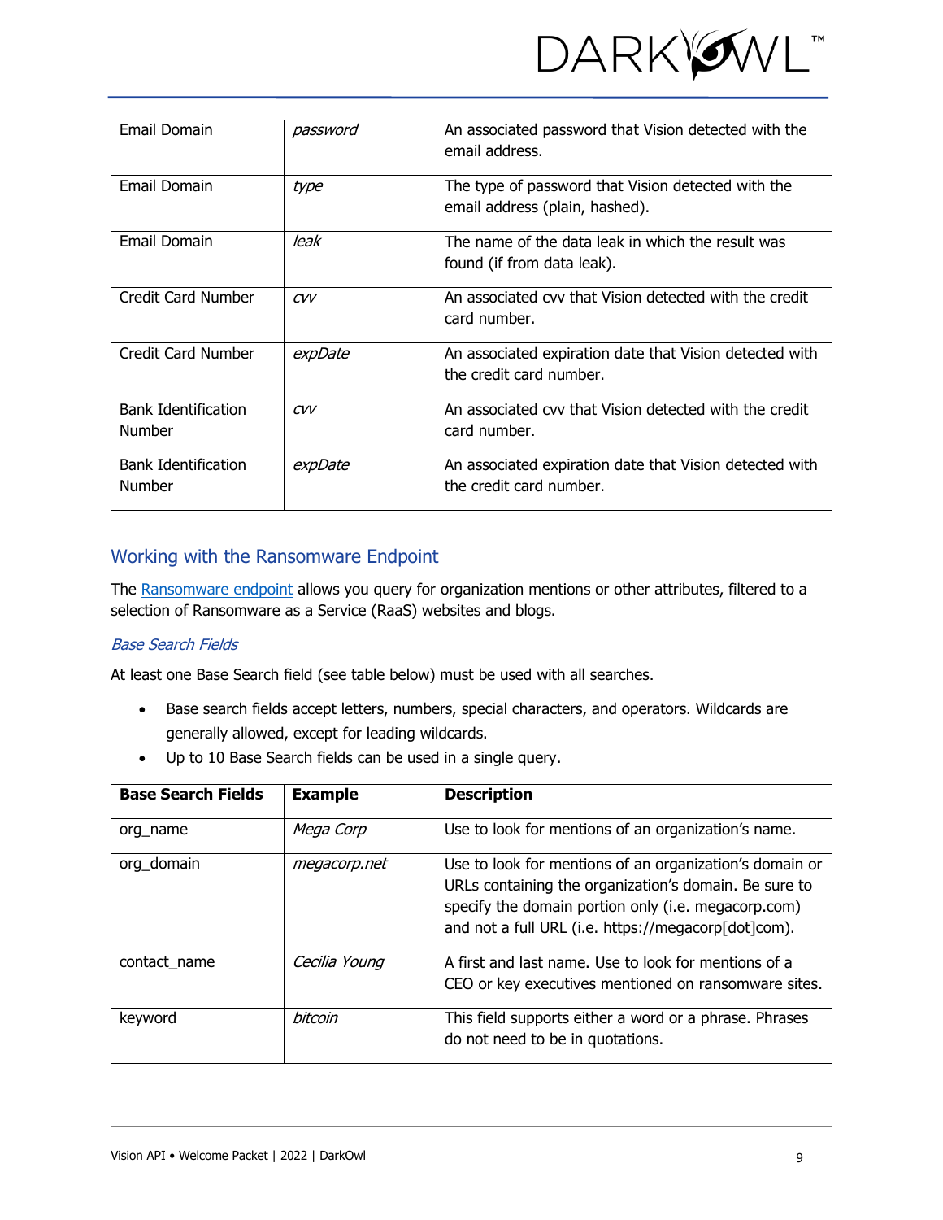| Email Domain | *password* | An associated password that Vision detected with the email address. |
|---|---|---|
| Email Domain | *type* | The type of password that Vision detected with the email address (plain, hashed). |
| Email Domain | *leak* | The name of the data leak in which the result was found (if from data leak). |
| Credit Card Number | *cvv* | An associated cvv that Vision detected with the credit card number. |
| Credit Card Number | *expDate* | An associated expiration date that Vision detected with the credit card number. |
| Bank Identification Number | *cvv* | An associated cvv that Vision detected with the credit card number. |
| Bank Identification Number | *expDate* | An associated expiration date that Vision detected with the credit card number. |

## Working with the Ransomware Endpoint

The Ransomware endpoint allows you query for organization mentions or other attributes, filtered to a selection of Ransomware as a Service (RaaS) websites and blogs.

### *Base Search Fields*

At least one Base Search field (see table below) must be used with all searches.

- Base search fields accept letters, numbers, special characters, and operators. Wildcards are generally allowed, except for leading wildcards.
- Up to 10 Base Search fields can be used in a single query.

| Base Search Fields | Example | Description |
|---|---|---|
| org_name | *Mega Corp* | Use to look for mentions of an organization's name. |
| org_domain | *megacorp.net* | Use to look for mentions of an organization's domain or URLs containing the organization's domain. Be sure to specify the domain portion only (i.e. megacorp.com) and not a full URL (i.e. https://megacorp[dot]com). |
| contact_name | *Cecilia Young* | A first and last name. Use to look for mentions of a CEO or key executives mentioned on ransomware sites. |
| keyword | *bitcoin* | This field supports either a word or a phrase. Phrases do not need to be in quotations. |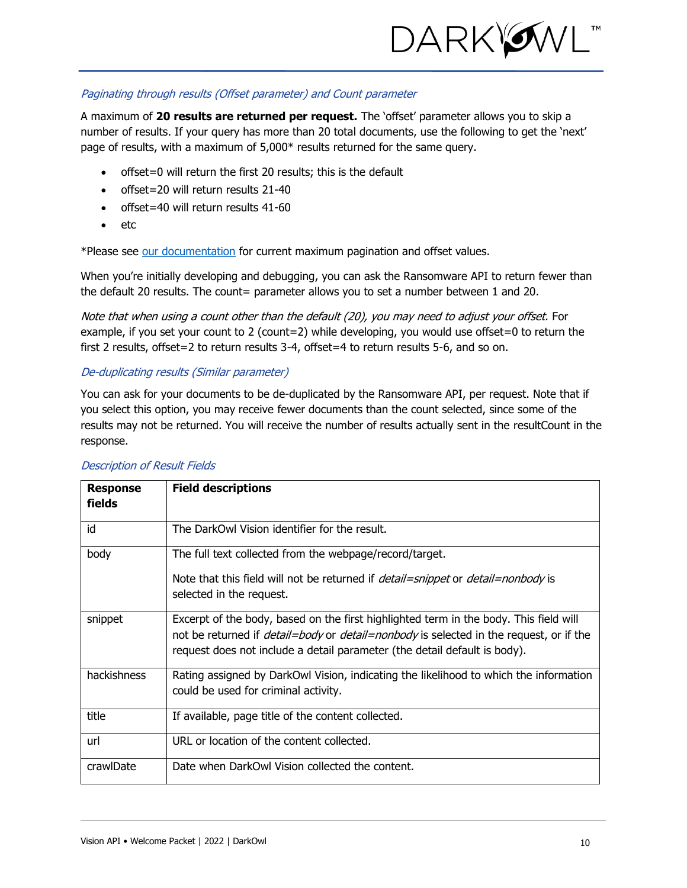### *Paginating through results (Offset parameter) and Count parameter*

A maximum of **20 results are returned per request.** The 'offset' parameter allows you to skip a number of results. If your query has more than 20 total documents, use the following to get the 'next' page of results, with a maximum of 5,000* results returned for the same query.

- offset=0 will return the first 20 results; this is the default
- offset=20 will return results 21-40
- offset=40 will return results 41-60
- etc

*Please see our documentation for current maximum pagination and offset values.

When you're initially developing and debugging, you can ask the Ransomware API to return fewer than the default 20 results. The count= parameter allows you to set a number between 1 and 20.

*Note that when using a count other than the default (20), you may need to adjust your offset.* For example, if you set your count to 2 (count=2) while developing, you would use offset=0 to return the first 2 results, offset=2 to return results 3-4, offset=4 to return results 5-6, and so on.

### *De-duplicating results (Similar parameter)*

You can ask for your documents to be de-duplicated by the Ransomware API, per request. Note that if you select this option, you may receive fewer documents than the count selected, since some of the results may not be returned. You will receive the number of results actually sent in the resultCount in the response.

### *Description of Result Fields*

| **Response fields** | **Field descriptions** |
|---|---|
| id | The DarkOwl Vision identifier for the result. |
| body | The full text collected from the webpage/record/target.<br><br>Note that this field will not be returned if *detail=snippet* or *detail=nonbody* is selected in the request. |
| snippet | Excerpt of the body, based on the first highlighted term in the body. This field will not be returned if *detail=body* or *detail=nonbody* is selected in the request, or if the request does not include a detail parameter (the detail default is body). |
| hackishness | Rating assigned by DarkOwl Vision, indicating the likelihood to which the information could be used for criminal activity. |
| title | If available, page title of the content collected. |
| url | URL or location of the content collected. |
| crawlDate | Date when DarkOwl Vision collected the content. |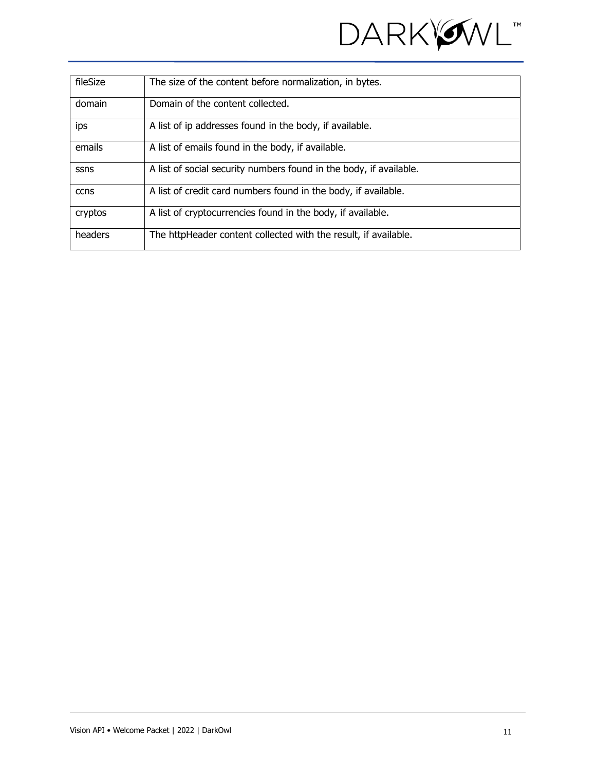| | |
|---|---|
| fileSize | The size of the content before normalization, in bytes. |
| domain | Domain of the content collected. |
| ips | A list of ip addresses found in the body, if available. |
| emails | A list of emails found in the body, if available. |
| ssns | A list of social security numbers found in the body, if available. |
| ccns | A list of credit card numbers found in the body, if available. |
| cryptos | A list of cryptocurrencies found in the body, if available. |
| headers | The httpHeader content collected with the result, if available. |